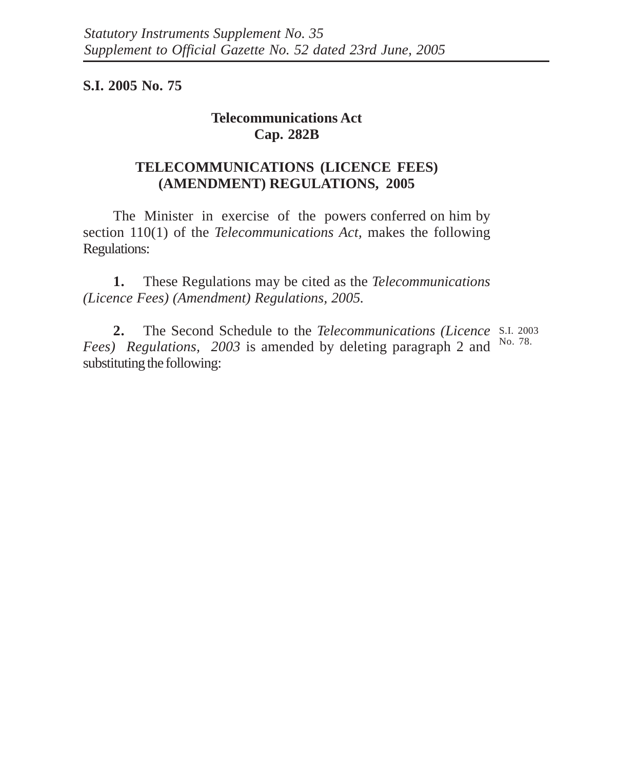*Statutory Instruments Supplement No. 35*
*Supplement to Official Gazette No. 52 dated 23rd June, 2005*

**S.I. 2005 No. 75**

**Telecommunications Act**
**Cap. 282B**

# TELECOMMUNICATIONS (LICENCE FEES) (AMENDMENT) REGULATIONS, 2005

The Minister in exercise of the powers conferred on him by section 110(1) of the *Telecommunications Act*, makes the following Regulations:

**1.** These Regulations may be cited as the *Telecommunications (Licence Fees) (Amendment) Regulations, 2005.*

**2.** The Second Schedule to the *Telecommunications (Licence Fees) Regulations, 2003* is amended by deleting paragraph 2 and substituting the following:

S.I. 2003 No. 78.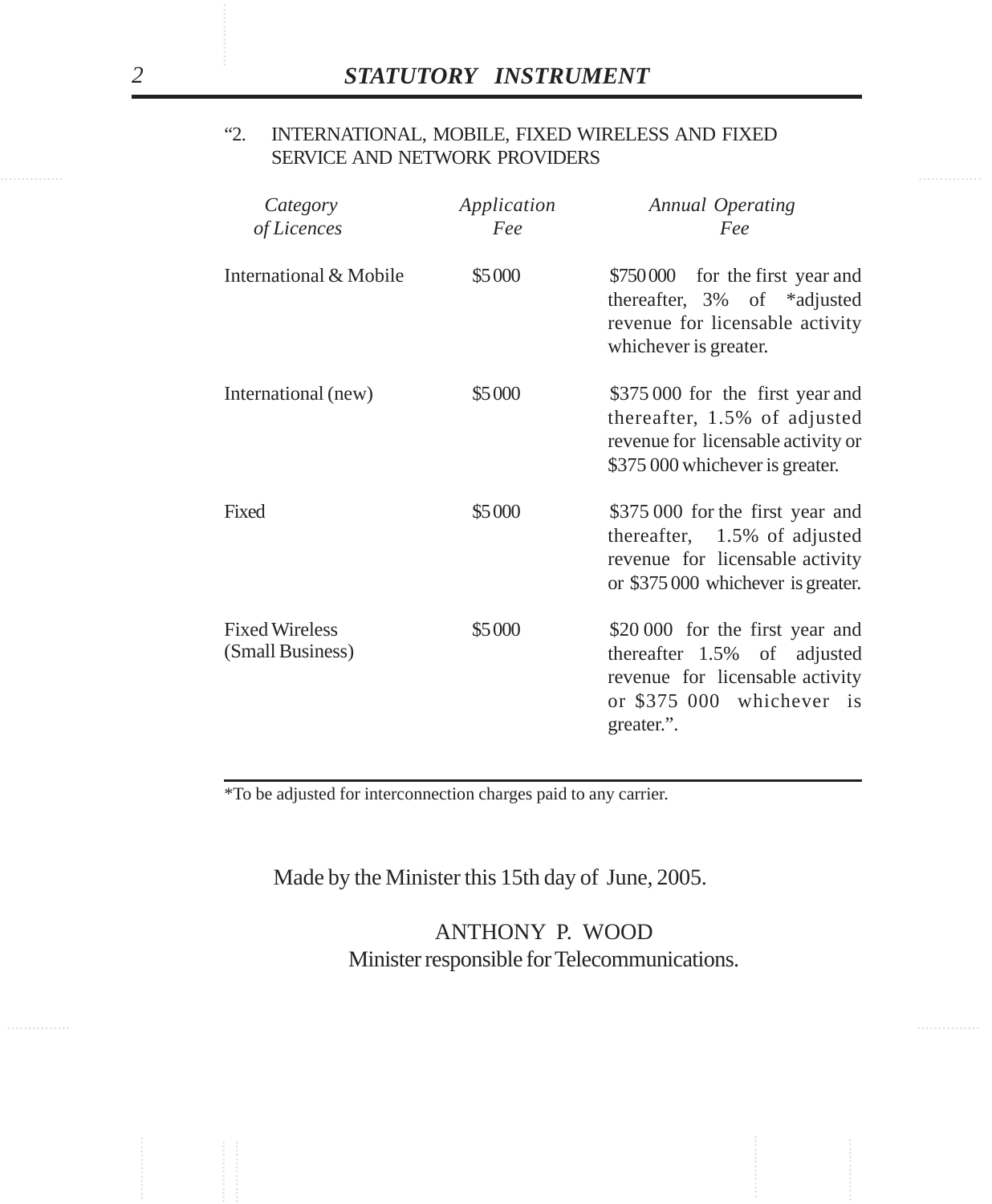"2. INTERNATIONAL, MOBILE, FIXED WIRELESS AND FIXED SERVICE AND NETWORK PROVIDERS

| *Category of Licences* | *Application Fee* | *Annual Operating Fee* |
|---|---|---|
| International & Mobile | $5 000 | $750 000 for the first year and thereafter, 3% of *adjusted revenue for licensable activity whichever is greater. |
| International (new) | $5 000 | $375 000 for the first year and thereafter, 1.5% of adjusted revenue for licensable activity or $375 000 whichever is greater. |
| Fixed | $5 000 | $375 000 for the first year and thereafter, 1.5% of adjusted revenue for licensable activity or $375 000 whichever is greater. |
| Fixed Wireless (Small Business) | $5 000 | $20 000 for the first year and thereafter 1.5% of adjusted revenue for licensable activity or $375 000 whichever is greater.". |

*To be adjusted for interconnection charges paid to any carrier.

Made by the Minister this 15th day of June, 2005.

ANTHONY P. WOOD
Minister responsible for Telecommunications.